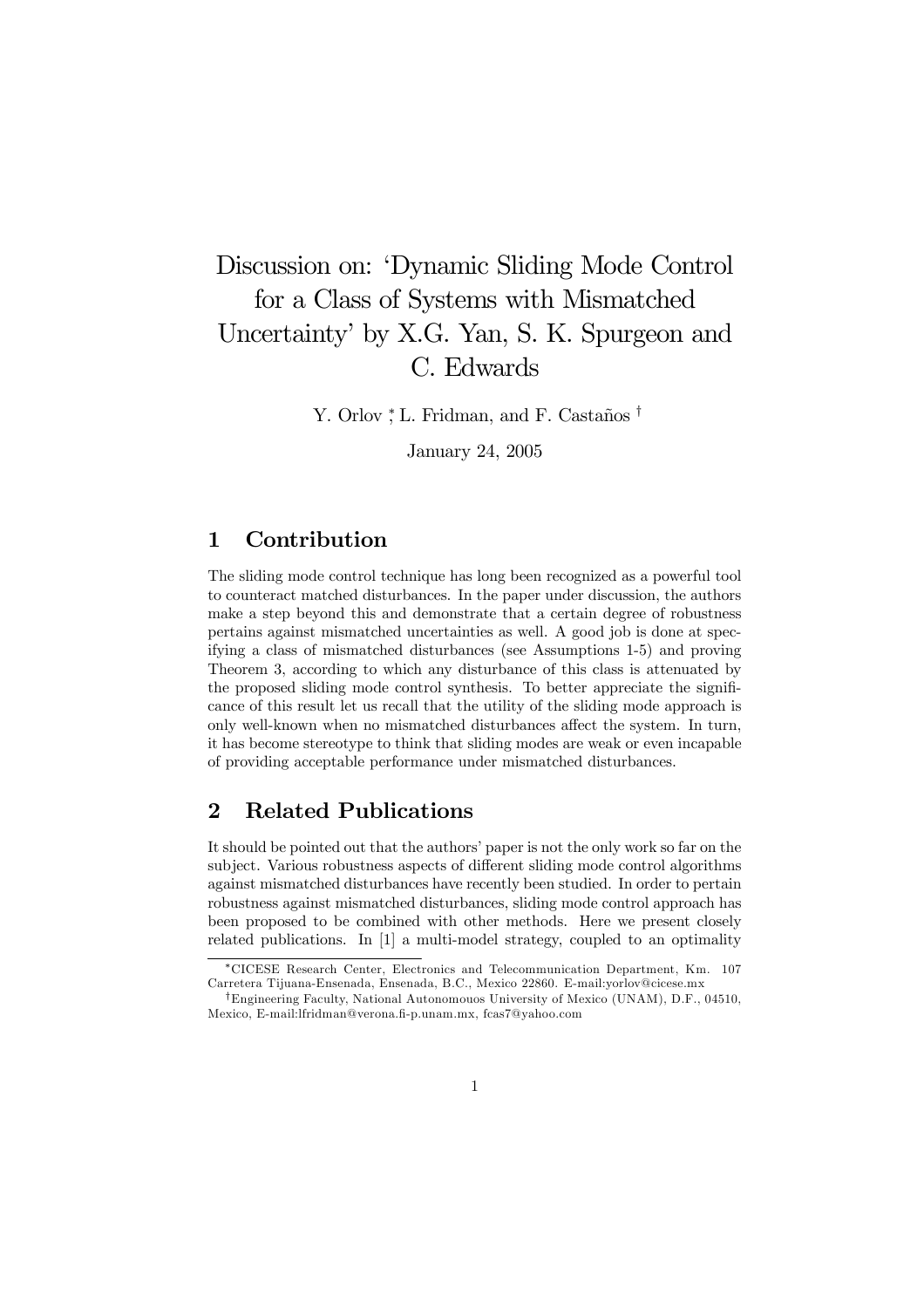# Discussion on: 'Dynamic Sliding Mode Control for a Class of Systems with Mismatched Uncertainty' by X.G. Yan, S. K. Spurgeon and C. Edwards

Y. Orlov [*], L. Fridman, and F. Castaños [†]

January 24, 2005

## 1 Contribution

The sliding mode control technique has long been recognized as a powerful tool to counteract matched disturbances. In the paper under discussion, the authors make a step beyond this and demonstrate that a certain degree of robustness pertains against mismatched uncertainties as well. A good job is done at specifying a class of mismatched disturbances (see Assumptions 1-5) and proving Theorem 3, according to which any disturbance of this class is attenuated by the proposed sliding mode control synthesis. To better appreciate the significance of this result let us recall that the utility of the sliding mode approach is only well-known when no mismatched disturbances affect the system. In turn, it has become stereotype to think that sliding modes are weak or even incapable of providing acceptable performance under mismatched disturbances.

## 2 Related Publications

It should be pointed out that the authors' paper is not the only work so far on the subject. Various robustness aspects of different sliding mode control algorithms against mismatched disturbances have recently been studied. In order to pertain robustness against mismatched disturbances, sliding mode control approach has been proposed to be combined with other methods. Here we present closely related publications. In [1] a multi-model strategy, coupled to an optimality

---

[*] CICESE Research Center, Electronics and Telecommunication Department, Km. 107 Carretera Tijuana-Ensenada, Ensenada, B.C., Mexico 22860. E-mail:yorlov@cicese.mx

[†] Engineering Faculty, National Autonomouos University of Mexico (UNAM), D.F., 04510, Mexico, E-mail:lfridman@verona.fi-p.unam.mx, fcas7@yahoo.com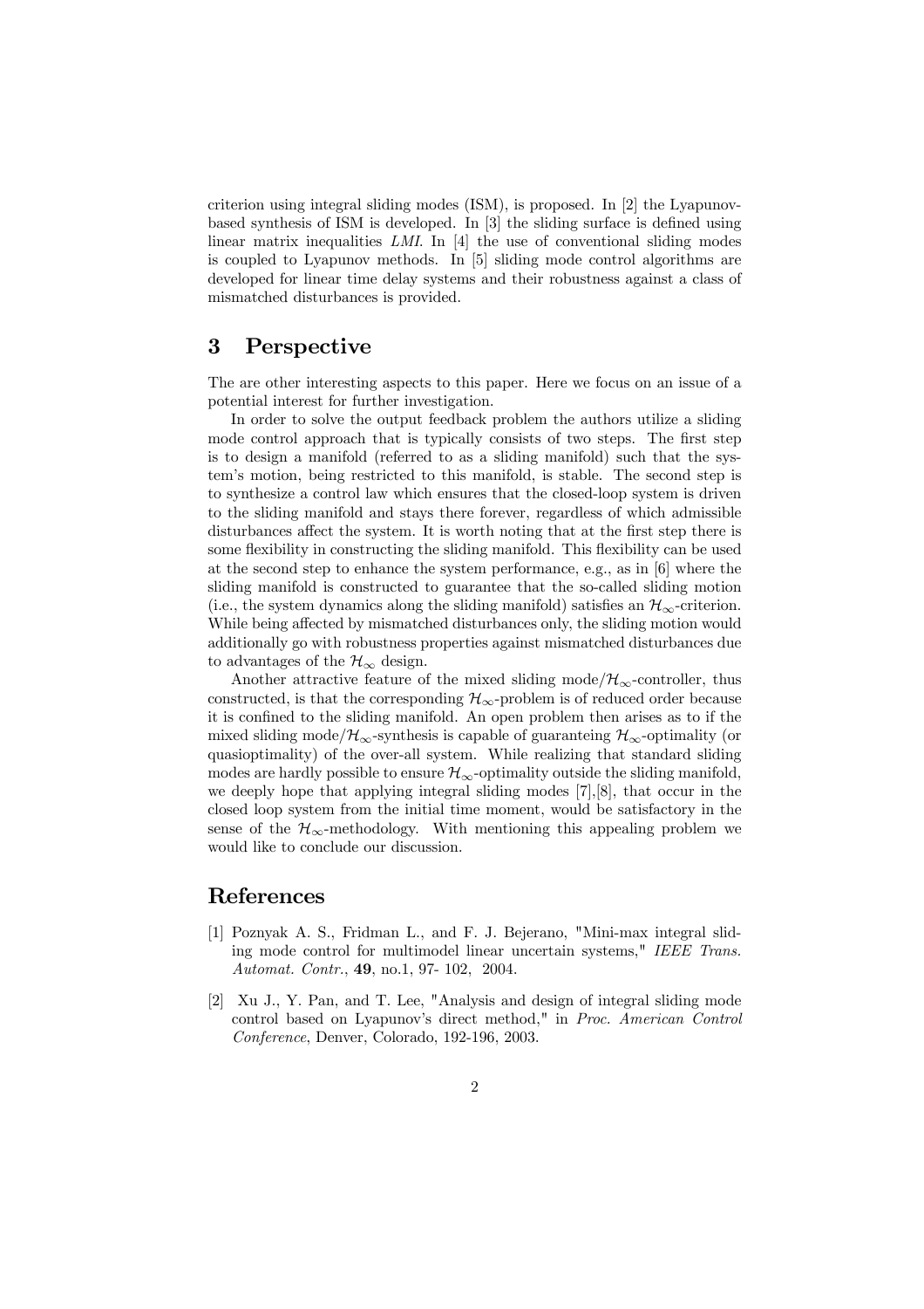criterion using integral sliding modes (ISM), is proposed. In [2] the Lyapunov-based synthesis of ISM is developed. In [3] the sliding surface is defined using linear matrix inequalities *LMI*. In [4] the use of conventional sliding modes is coupled to Lyapunov methods. In [5] sliding mode control algorithms are developed for linear time delay systems and their robustness against a class of mismatched disturbances is provided.

## 3 Perspective

The are other interesting aspects to this paper. Here we focus on an issue of a potential interest for further investigation.

In order to solve the output feedback problem the authors utilize a sliding mode control approach that is typically consists of two steps. The first step is to design a manifold (referred to as a sliding manifold) such that the system's motion, being restricted to this manifold, is stable. The second step is to synthesize a control law which ensures that the closed-loop system is driven to the sliding manifold and stays there forever, regardless of which admissible disturbances affect the system. It is worth noting that at the first step there is some flexibility in constructing the sliding manifold. This flexibility can be used at the second step to enhance the system performance, e.g., as in [6] where the sliding manifold is constructed to guarantee that the so-called sliding motion (i.e., the system dynamics along the sliding manifold) satisfies an $\mathcal{H}_\infty$-criterion. While being affected by mismatched disturbances only, the sliding motion would additionally go with robustness properties against mismatched disturbances due to advantages of the $\mathcal{H}_\infty$ design.

Another attractive feature of the mixed sliding mode/$\mathcal{H}_\infty$-controller, thus constructed, is that the corresponding $\mathcal{H}_\infty$-problem is of reduced order because it is confined to the sliding manifold. An open problem then arises as to if the mixed sliding mode/$\mathcal{H}_\infty$-synthesis is capable of guaranteing $\mathcal{H}_\infty$-optimality (or quasioptimality) of the over-all system. While realizing that standard sliding modes are hardly possible to ensure $\mathcal{H}_\infty$-optimality outside the sliding manifold, we deeply hope that applying integral sliding modes [7],[8], that occur in the closed loop system from the initial time moment, would be satisfactory in the sense of the $\mathcal{H}_\infty$-methodology. With mentioning this appealing problem we would like to conclude our discussion.

## References

[1] Poznyak A. S., Fridman L., and F. J. Bejerano, "Mini-max integral sliding mode control for multimodel linear uncertain systems," *IEEE Trans. Automat. Contr.*, **49**, no.1, 97- 102, 2004.

[2] Xu J., Y. Pan, and T. Lee, "Analysis and design of integral sliding mode control based on Lyapunov's direct method," in *Proc. American Control Conference*, Denver, Colorado, 192-196, 2003.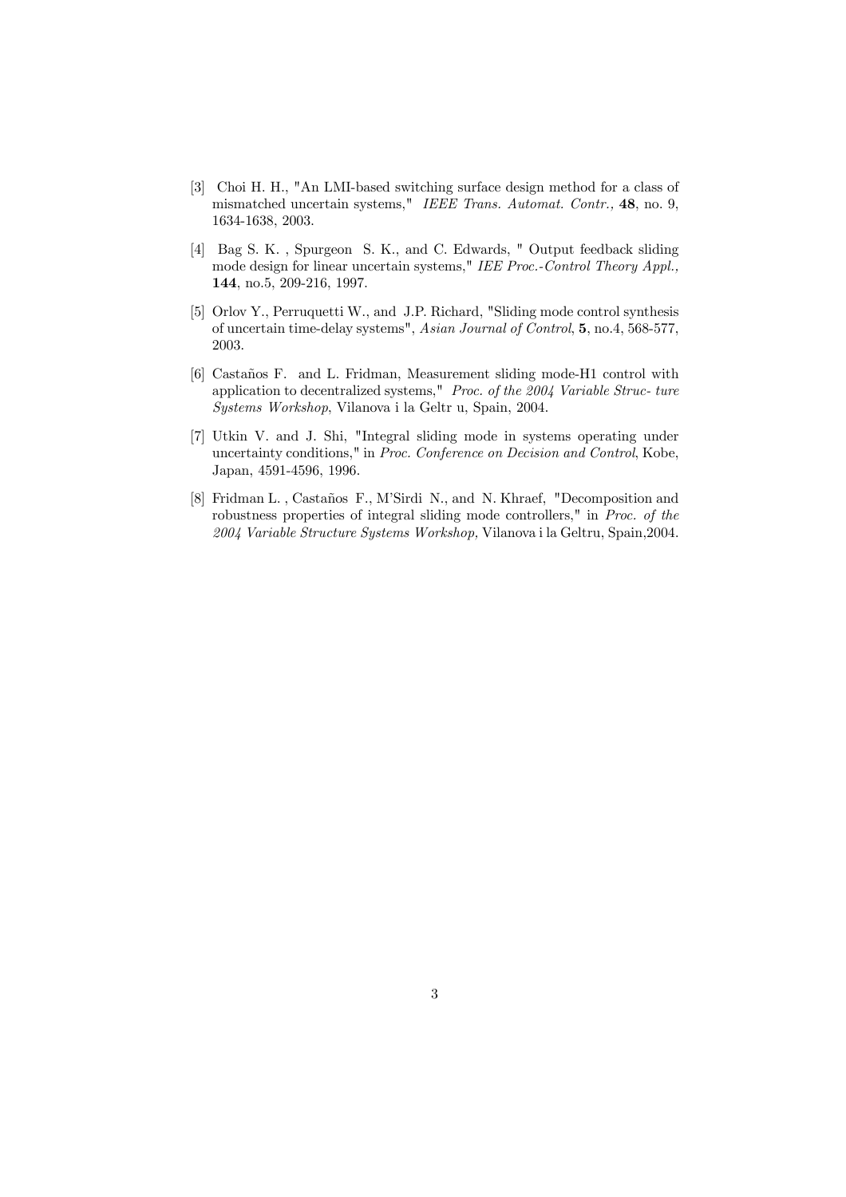[3] Choi H. H., "An LMI-based switching surface design method for a class of mismatched uncertain systems," *IEEE Trans. Automat. Contr.,* **48**, no. 9, 1634-1638, 2003.

[4] Bag S. K. , Spurgeon S. K., and C. Edwards, " Output feedback sliding mode design for linear uncertain systems," *IEE Proc.-Control Theory Appl.,* **144**, no.5, 209-216, 1997.

[5] Orlov Y., Perruquetti W., and J.P. Richard, "Sliding mode control synthesis of uncertain time-delay systems", *Asian Journal of Control*, **5**, no.4, 568-577, 2003.

[6] Castaños F. and L. Fridman, Measurement sliding mode-H1 control with application to decentralized systems," *Proc. of the 2004 Variable Struc- ture Systems Workshop*, Vilanova i la Geltr u, Spain, 2004.

[7] Utkin V. and J. Shi, "Integral sliding mode in systems operating under uncertainty conditions," in *Proc. Conference on Decision and Control*, Kobe, Japan, 4591-4596, 1996.

[8] Fridman L. , Castaños F., M'Sirdi N., and N. Khraef, "Decomposition and robustness properties of integral sliding mode controllers," in *Proc. of the 2004 Variable Structure Systems Workshop,* Vilanova i la Geltru, Spain,2004.